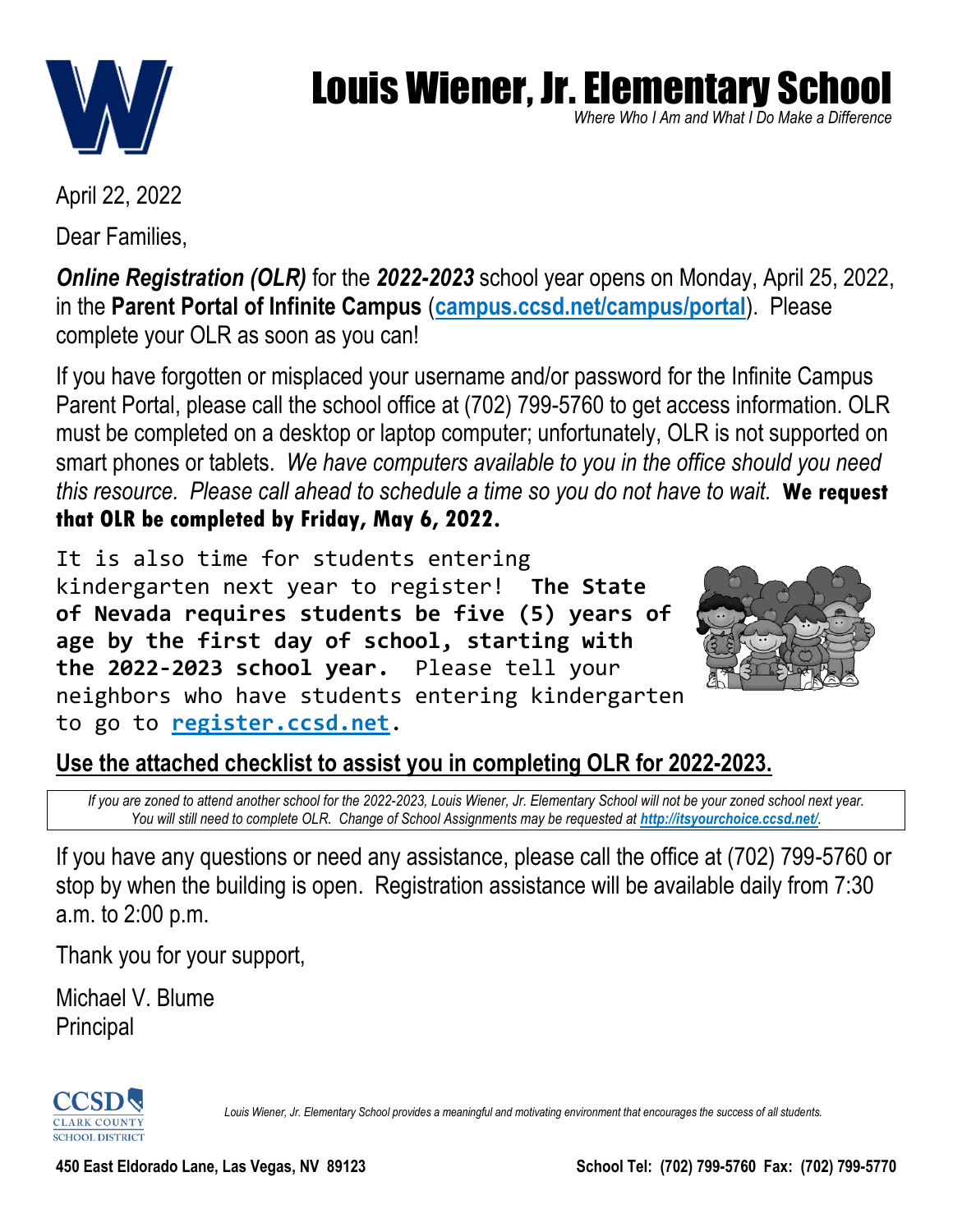# Louis Wiener, Jr. Elementary School

*Where Who I Am and What I Do Make a Difference*

April 22, 2022

Dear Families,

***Online Registration (OLR)*** for the ***2022-2023*** school year opens on Monday, April 25, 2022, in the **Parent Portal of Infinite Campus** (**campus.ccsd.net/campus/portal**). Please complete your OLR as soon as you can!

If you have forgotten or misplaced your username and/or password for the Infinite Campus Parent Portal, please call the school office at (702) 799-5760 to get access information. OLR must be completed on a desktop or laptop computer; unfortunately, OLR is not supported on smart phones or tablets. *We have computers available to you in the office should you need this resource. Please call ahead to schedule a time so you do not have to wait.* **We request that OLR be completed by Friday, May 6, 2022.**

It is also time for students entering kindergarten next year to register! **The State of Nevada requires students be five (5) years of age by the first day of school, starting with the 2022-2023 school year.** Please tell your neighbors who have students entering kindergarten to go to **register.ccsd.net**.

**Use the attached checklist to assist you in completing OLR for 2022-2023.**

*If you are zoned to attend another school for the 2022-2023, Louis Wiener, Jr. Elementary School will not be your zoned school next year. You will still need to complete OLR. Change of School Assignments may be requested at **http://itsyourchoice.ccsd.net/**.*

If you have any questions or need any assistance, please call the office at (702) 799-5760 or stop by when the building is open. Registration assistance will be available daily from 7:30 a.m. to 2:00 p.m.

Thank you for your support,

Michael V. Blume
Principal

*Louis Wiener, Jr. Elementary School provides a meaningful and motivating environment that encourages the success of all students.*

**450 East Eldorado Lane, Las Vegas, NV 89123** **School Tel: (702) 799-5760 Fax: (702) 799-5770**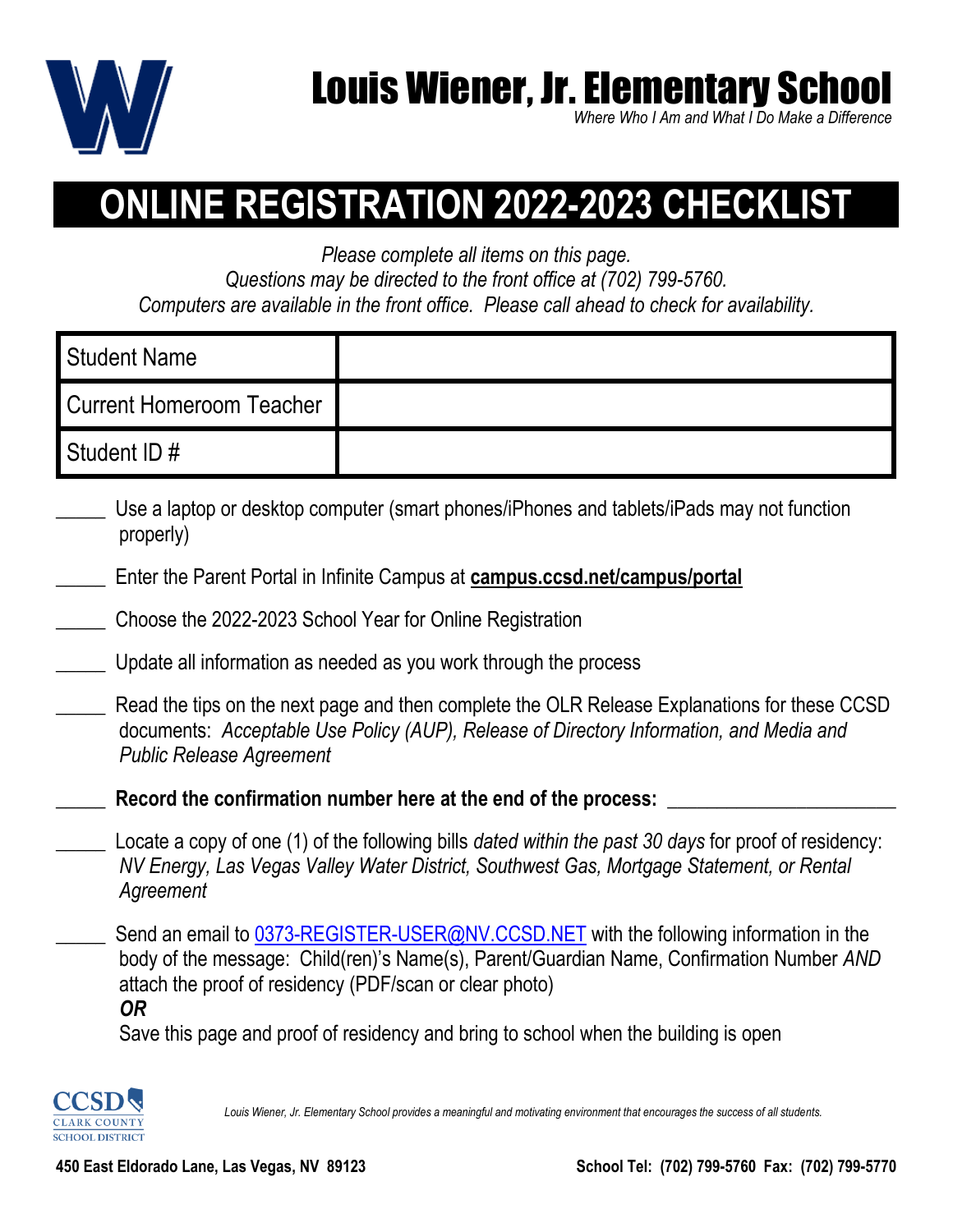# Louis Wiener, Jr. Elementary School

*Where Who I Am and What I Do Make a Difference*

## ONLINE REGISTRATION 2022-2023 CHECKLIST

*Please complete all items on this page.*
*Questions may be directed to the front office at (702) 799-5760.*
*Computers are available in the front office. Please call ahead to check for availability.*

| Student Name | |
|---|---|
| Current Homeroom Teacher | |
| Student ID # | |

_____ Use a laptop or desktop computer (smart phones/iPhones and tablets/iPads may not function properly)

_____ Enter the Parent Portal in Infinite Campus at **campus.ccsd.net/campus/portal**

_____ Choose the 2022-2023 School Year for Online Registration

_____ Update all information as needed as you work through the process

_____ Read the tips on the next page and then complete the OLR Release Explanations for these CCSD documents: *Acceptable Use Policy (AUP), Release of Directory Information, and Media and Public Release Agreement*

_____ **Record the confirmation number here at the end of the process:** ______________________

_____ Locate a copy of one (1) of the following bills *dated within the past 30 days* for proof of residency: *NV Energy, Las Vegas Valley Water District, Southwest Gas, Mortgage Statement, or Rental Agreement*

_____ Send an email to 0373-REGISTER-USER@NV.CCSD.NET with the following information in the body of the message: Child(ren)'s Name(s), Parent/Guardian Name, Confirmation Number *AND* attach the proof of residency (PDF/scan or clear photo)
***OR***
Save this page and proof of residency and bring to school when the building is open

CCSD CLARK COUNTY SCHOOL DISTRICT

*Louis Wiener, Jr. Elementary School provides a meaningful and motivating environment that encourages the success of all students.*

**450 East Eldorado Lane, Las Vegas, NV 89123** **School Tel: (702) 799-5760 Fax: (702) 799-5770**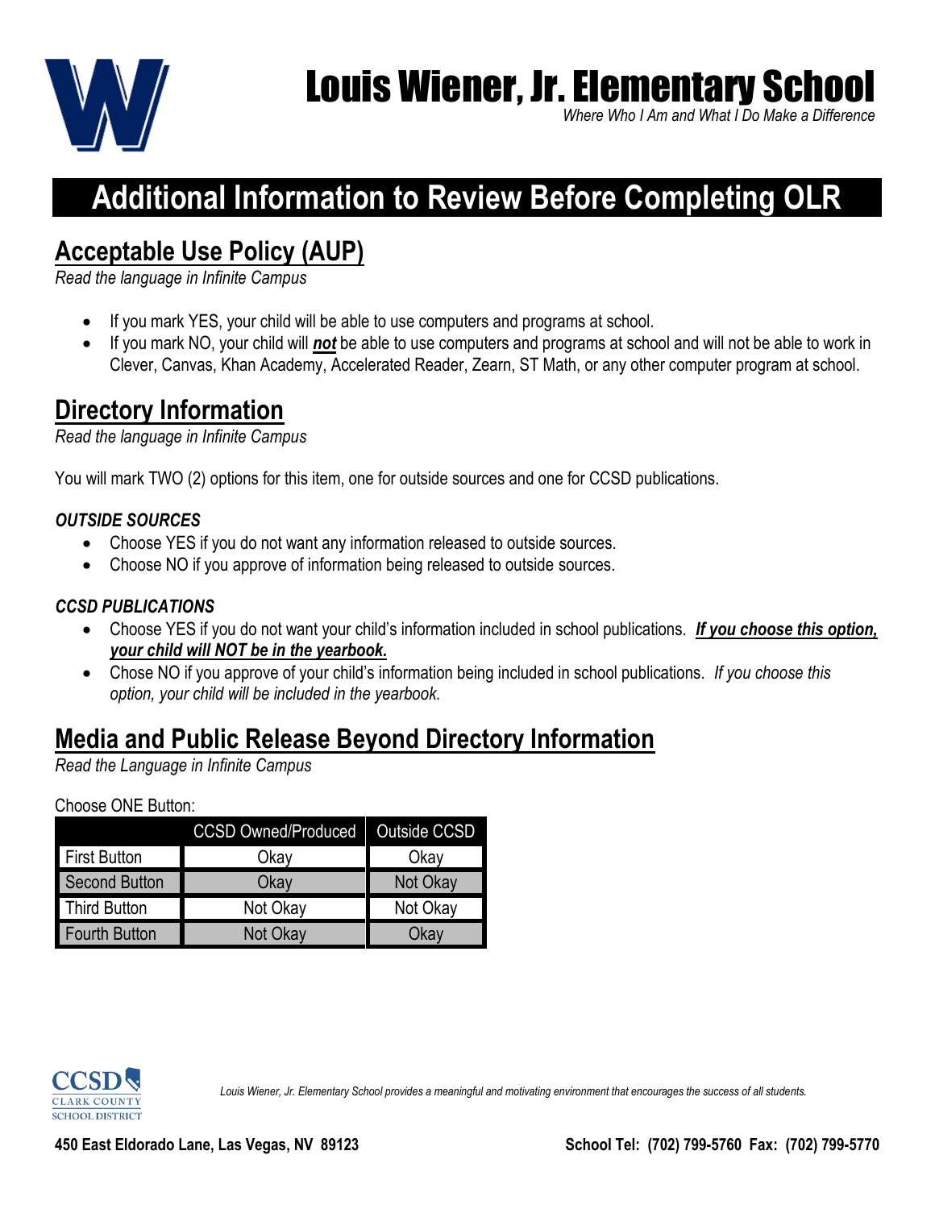# Louis Wiener, Jr. Elementary School

*Where Who I Am and What I Do Make a Difference*

# Additional Information to Review Before Completing OLR

## Acceptable Use Policy (AUP)

*Read the language in Infinite Campus*

- If you mark YES, your child will be able to use computers and programs at school.
- If you mark NO, your child will ***not*** be able to use computers and programs at school and will not be able to work in Clever, Canvas, Khan Academy, Accelerated Reader, Zearn, ST Math, or any other computer program at school.

## Directory Information

*Read the language in Infinite Campus*

You will mark TWO (2) options for this item, one for outside sources and one for CCSD publications.

### *OUTSIDE SOURCES*

- Choose YES if you do not want any information released to outside sources.
- Choose NO if you approve of information being released to outside sources.

### *CCSD PUBLICATIONS*

- Choose YES if you do not want your child's information included in school publications. ***If you choose this option, your child will NOT be in the yearbook.***
- Chose NO if you approve of your child's information being included in school publications. *If you choose this option, your child will be included in the yearbook.*

## Media and Public Release Beyond Directory Information

*Read the Language in Infinite Campus*

Choose ONE Button:

| | CCSD Owned/Produced | Outside CCSD |
|---|---|---|
| First Button | Okay | Okay |
| Second Button | Okay | Not Okay |
| Third Button | Not Okay | Not Okay |
| Fourth Button | Not Okay | Okay |

*Louis Wiener, Jr. Elementary School provides a meaningful and motivating environment that encourages the success of all students.*

**450 East Eldorado Lane, Las Vegas, NV 89123** **School Tel: (702) 799-5760 Fax: (702) 799-5770**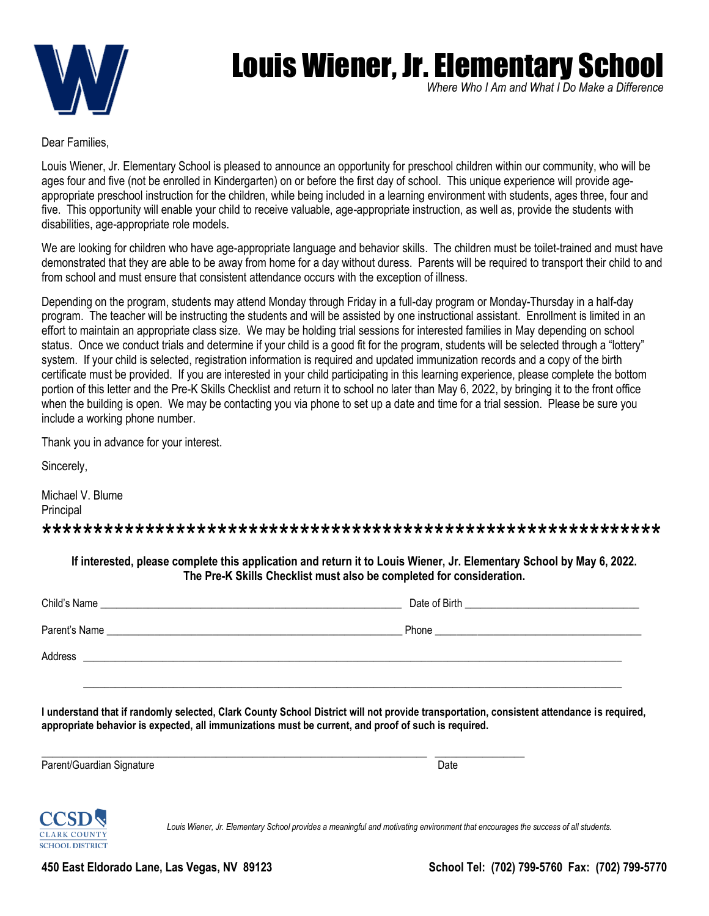# Louis Wiener, Jr. Elementary School

*Where Who I Am and What I Do Make a Difference*

Dear Families,

Louis Wiener, Jr. Elementary School is pleased to announce an opportunity for preschool children within our community, who will be ages four and five (not be enrolled in Kindergarten) on or before the first day of school. This unique experience will provide age-appropriate preschool instruction for the children, while being included in a learning environment with students, ages three, four and five. This opportunity will enable your child to receive valuable, age-appropriate instruction, as well as, provide the students with disabilities, age-appropriate role models.

We are looking for children who have age-appropriate language and behavior skills. The children must be toilet-trained and must have demonstrated that they are able to be away from home for a day without duress. Parents will be required to transport their child to and from school and must ensure that consistent attendance occurs with the exception of illness.

Depending on the program, students may attend Monday through Friday in a full-day program or Monday-Thursday in a half-day program. The teacher will be instructing the students and will be assisted by one instructional assistant. Enrollment is limited in an effort to maintain an appropriate class size. We may be holding trial sessions for interested families in May depending on school status. Once we conduct trials and determine if your child is a good fit for the program, students will be selected through a "lottery" system. If your child is selected, registration information is required and updated immunization records and a copy of the birth certificate must be provided. If you are interested in your child participating in this learning experience, please complete the bottom portion of this letter and the Pre-K Skills Checklist and return it to school no later than May 6, 2022, by bringing it to the front office when the building is open. We may be contacting you via phone to set up a date and time for a trial session. Please be sure you include a working phone number.

Thank you in advance for your interest.

Sincerely,

Michael V. Blume
Principal

************************************************************

**If interested, please complete this application and return it to Louis Wiener, Jr. Elementary School by May 6, 2022. The Pre-K Skills Checklist must also be completed for consideration.**

Child's Name ______________________________ Date of Birth ____________________

Parent's Name ______________________________ Phone ______________________

Address ________________________________________________________________

________________________________________________________________

**I understand that if randomly selected, Clark County School District will not provide transportation, consistent attendance is required, appropriate behavior is expected, all immunizations must be current, and proof of such is required.**

______________________________________________ ______________

Parent/Guardian Signature Date

CCSD CLARK COUNTY SCHOOL DISTRICT

*Louis Wiener, Jr. Elementary School provides a meaningful and motivating environment that encourages the success of all students.*

**450 East Eldorado Lane, Las Vegas, NV 89123** **School Tel: (702) 799-5760 Fax: (702) 799-5770**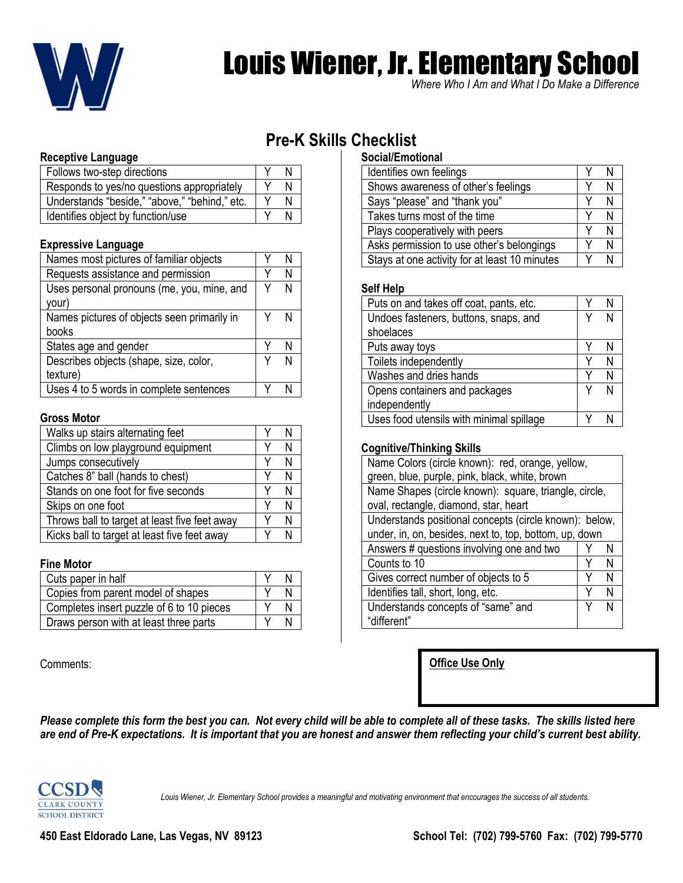# Louis Wiener, Jr. Elementary School

*Where Who I Am and What I Do Make a Difference*

## Pre-K Skills Checklist

### Receptive Language

| | | |
|---|---|---|
| Follows two-step directions | Y | N |
| Responds to yes/no questions appropriately | Y | N |
| Understands "beside," "above," "behind," etc. | Y | N |
| Identifies object by function/use | Y | N |

### Expressive Language

| | | |
|---|---|---|
| Names most pictures of familiar objects | Y | N |
| Requests assistance and permission | Y | N |
| Uses personal pronouns (me, you, mine, and your) | Y | N |
| Names pictures of objects seen primarily in books | Y | N |
| States age and gender | Y | N |
| Describes objects (shape, size, color, texture) | Y | N |
| Uses 4 to 5 words in complete sentences | Y | N |

### Gross Motor

| | | |
|---|---|---|
| Walks up stairs alternating feet | Y | N |
| Climbs on low playground equipment | Y | N |
| Jumps consecutively | Y | N |
| Catches 8" ball (hands to chest) | Y | N |
| Stands on one foot for five seconds | Y | N |
| Skips on one foot | Y | N |
| Throws ball to target at least five feet away | Y | N |
| Kicks ball to target at least five feet away | Y | N |

### Fine Motor

| | | |
|---|---|---|
| Cuts paper in half | Y | N |
| Copies from parent model of shapes | Y | N |
| Completes insert puzzle of 6 to 10 pieces | Y | N |
| Draws person with at least three parts | Y | N |

### Social/Emotional

| | | |
|---|---|---|
| Identifies own feelings | Y | N |
| Shows awareness of other's feelings | Y | N |
| Says "please" and "thank you" | Y | N |
| Takes turns most of the time | Y | N |
| Plays cooperatively with peers | Y | N |
| Asks permission to use other's belongings | Y | N |
| Stays at one activity for at least 10 minutes | Y | N |

### Self Help

| | | |
|---|---|---|
| Puts on and takes off coat, pants, etc. | Y | N |
| Undoes fasteners, buttons, snaps, and shoelaces | Y | N |
| Puts away toys | Y | N |
| Toilets independently | Y | N |
| Washes and dries hands | Y | N |
| Opens containers and packages independently | Y | N |
| Uses food utensils with minimal spillage | Y | N |

### Cognitive/Thinking Skills

| | | |
|---|---|---|
| Name Colors (circle known): red, orange, yellow, green, blue, purple, pink, black, white, brown | | |
| Name Shapes (circle known): square, triangle, circle, oval, rectangle, diamond, star, heart | | |
| Understands positional concepts (circle known): below, under, in, on, besides, next to, top, bottom, up, down | | |
| Answers # questions involving one and two | Y | N |
| Counts to 10 | Y | N |
| Gives correct number of objects to 5 | Y | N |
| Identifies tall, short, long, etc. | Y | N |
| Understands concepts of "same" and "different" | Y | N |

Comments:

**Office Use Only**

***Please complete this form the best you can. Not every child will be able to complete all of these tasks. The skills listed here are end of Pre-K expectations. It is important that you are honest and answer them reflecting your child's current best ability.***

CCSD CLARK COUNTY SCHOOL DISTRICT

*Louis Wiener, Jr. Elementary School provides a meaningful and motivating environment that encourages the success of all students.*

**450 East Eldorado Lane, Las Vegas, NV 89123** **School Tel: (702) 799-5760 Fax: (702) 799-5770**